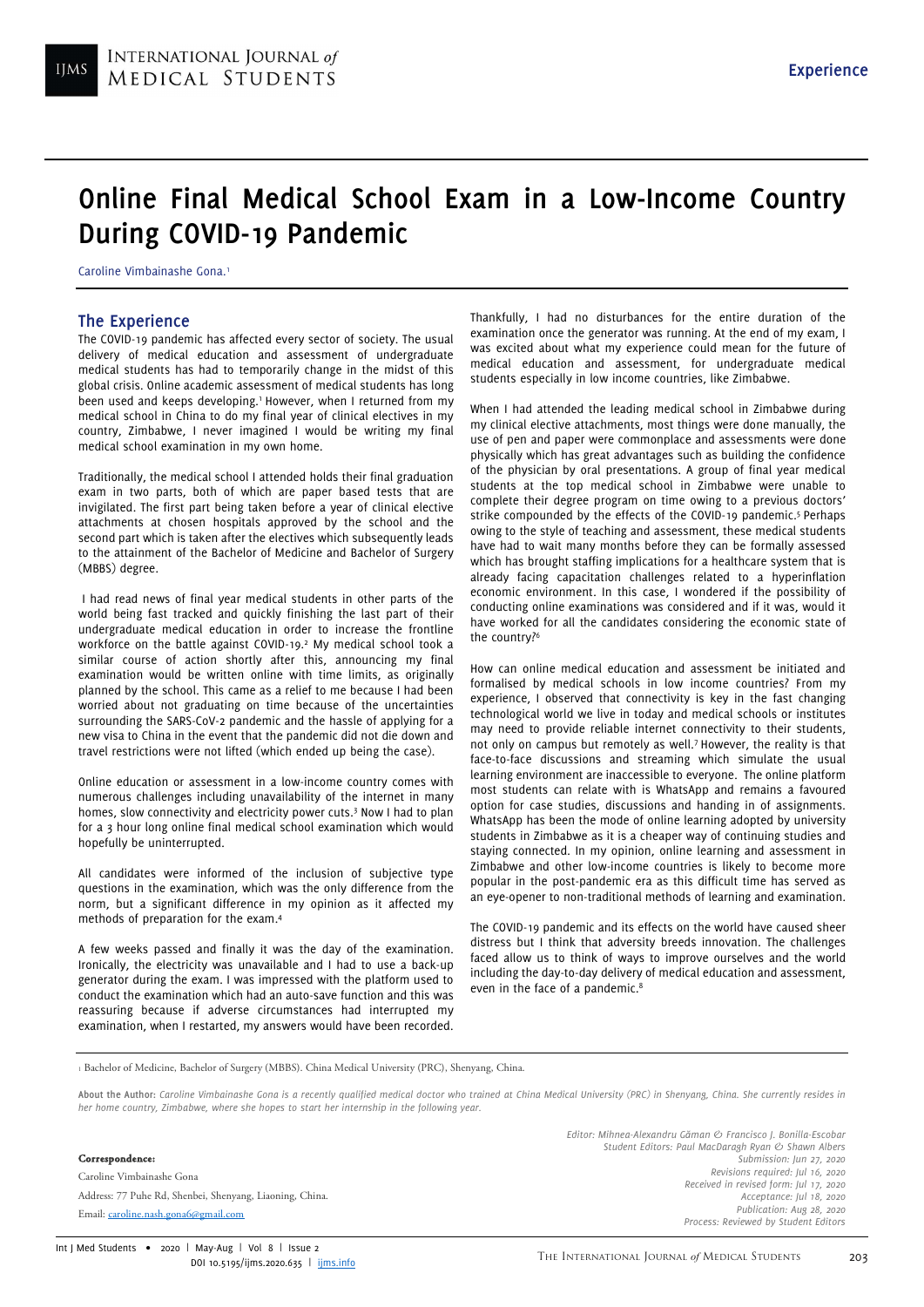# Online Final Medical School Exam in a Low-Income Country During COVID-19 Pandemic

Caroline Vimbainashe Gona.[1]

## The Experience

The COVID-19 pandemic has affected every sector of society. The usual delivery of medical education and assessment of undergraduate medical students has had to temporarily change in the midst of this global crisis. Online academic assessment of medical students has long been used and keeps developing.[1] However, when I returned from my medical school in China to do my final year of clinical electives in my country, Zimbabwe, I never imagined I would be writing my final medical school examination in my own home.

Traditionally, the medical school I attended holds their final graduation exam in two parts, both of which are paper based tests that are invigilated. The first part being taken before a year of clinical elective attachments at chosen hospitals approved by the school and the second part which is taken after the electives which subsequently leads to the attainment of the Bachelor of Medicine and Bachelor of Surgery (MBBS) degree.

I had read news of final year medical students in other parts of the world being fast tracked and quickly finishing the last part of their undergraduate medical education in order to increase the frontline workforce on the battle against COVID-19.[2] My medical school took a similar course of action shortly after this, announcing my final examination would be written online with time limits, as originally planned by the school. This came as a relief to me because I had been worried about not graduating on time because of the uncertainties surrounding the SARS-CoV-2 pandemic and the hassle of applying for a new visa to China in the event that the pandemic did not die down and travel restrictions were not lifted (which ended up being the case).

Online education or assessment in a low-income country comes with numerous challenges including unavailability of the internet in many homes, slow connectivity and electricity power cuts.[3] Now I had to plan for a 3 hour long online final medical school examination which would hopefully be uninterrupted.

All candidates were informed of the inclusion of subjective type questions in the examination, which was the only difference from the norm, but a significant difference in my opinion as it affected my methods of preparation for the exam.[4]

A few weeks passed and finally it was the day of the examination. Ironically, the electricity was unavailable and I had to use a back-up generator during the exam. I was impressed with the platform used to conduct the examination which had an auto-save function and this was reassuring because if adverse circumstances had interrupted my examination, when I restarted, my answers would have been recorded.

Thankfully, I had no disturbances for the entire duration of the examination once the generator was running. At the end of my exam, I was excited about what my experience could mean for the future of medical education and assessment, for undergraduate medical students especially in low income countries, like Zimbabwe.

When I had attended the leading medical school in Zimbabwe during my clinical elective attachments, most things were done manually, the use of pen and paper were commonplace and assessments were done physically which has great advantages such as building the confidence of the physician by oral presentations. A group of final year medical students at the top medical school in Zimbabwe were unable to complete their degree program on time owing to a previous doctors' strike compounded by the effects of the COVID-19 pandemic.[5] Perhaps owing to the style of teaching and assessment, these medical students have had to wait many months before they can be formally assessed which has brought staffing implications for a healthcare system that is already facing capacitation challenges related to a hyperinflation economic environment. In this case, I wondered if the possibility of conducting online examinations was considered and if it was, would it have worked for all the candidates considering the economic state of the country?[6]

How can online medical education and assessment be initiated and formalised by medical schools in low income countries? From my experience, I observed that connectivity is key in the fast changing technological world we live in today and medical schools or institutes may need to provide reliable internet connectivity to their students, not only on campus but remotely as well.[7] However, the reality is that face-to-face discussions and streaming which simulate the usual learning environment are inaccessible to everyone. The online platform most students can relate with is WhatsApp and remains a favoured option for case studies, discussions and handing in of assignments. WhatsApp has been the mode of online learning adopted by university students in Zimbabwe as it is a cheaper way of continuing studies and staying connected. In my opinion, online learning and assessment in Zimbabwe and other low-income countries is likely to become more popular in the post-pandemic era as this difficult time has served as an eye-opener to non-traditional methods of learning and examination.

The COVID-19 pandemic and its effects on the world have caused sheer distress but I think that adversity breeds innovation. The challenges faced allow us to think of ways to improve ourselves and the world including the day-to-day delivery of medical education and assessment, even in the face of a pandemic.[8]

---

[1] Bachelor of Medicine, Bachelor of Surgery (MBBS). China Medical University (PRC), Shenyang, China.

**About the Author:** *Caroline Vimbainashe Gona is a recently qualified medical doctor who trained at China Medical University (PRC) in Shenyang, China. She currently resides in her home country, Zimbabwe, where she hopes to start her internship in the following year.*

**Correspondence:**

Caroline Vimbainashe Gona

Address: 77 Puhe Rd, Shenbei, Shenyang, Liaoning, China.

Email: caroline.nash.gona6@gmail.com

*Editor: Mihnea-Alexandru Găman & Francisco J. Bonilla-Escobar*
*Student Editors: Paul MacDaragh Ryan & Shawn Albers*
*Submission: Jun 27, 2020*
*Revisions required: Jul 16, 2020*
*Received in revised form: Jul 17, 2020*
*Acceptance: Jul 18, 2020*
*Publication: Aug 28, 2020*
*Process: Reviewed by Student Editors*

DOI 10.5195/ijms.2020.635 | ijms.info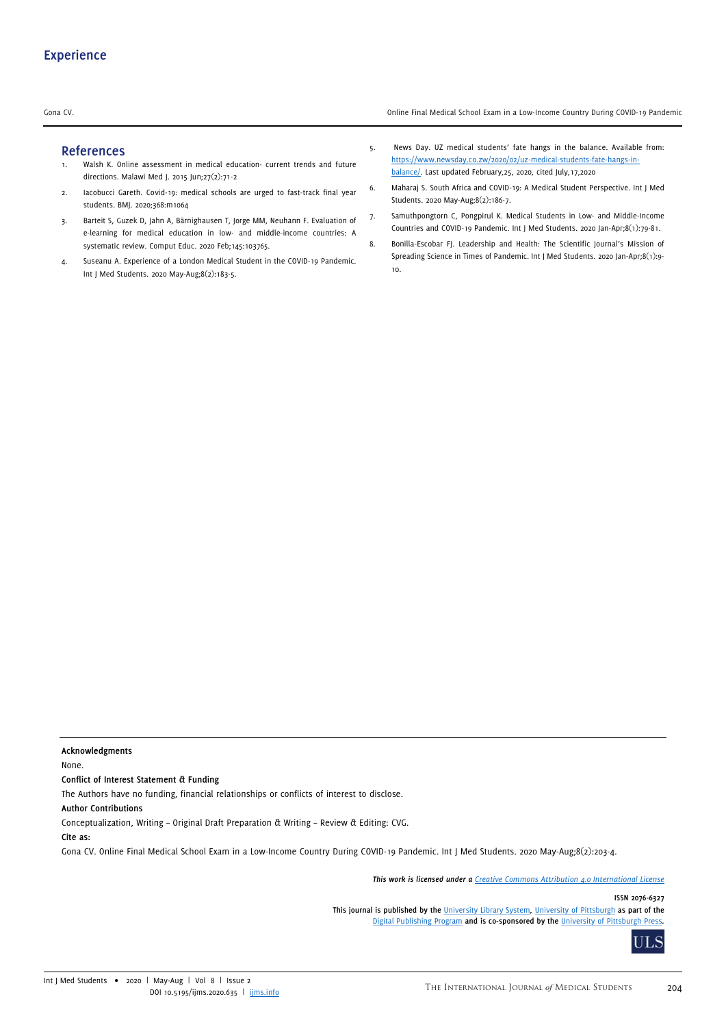## References

1. Walsh K. Online assessment in medical education- current trends and future directions. Malawi Med J. 2015 Jun;27(2):71-2
2. Iacobucci Gareth. Covid-19: medical schools are urged to fast-track final year students. BMJ. 2020;368:m1064
3. Barteit S, Guzek D, Jahn A, Bärnighausen T, Jorge MM, Neuhann F. Evaluation of e-learning for medical education in low- and middle-income countries: A systematic review. Comput Educ. 2020 Feb;145:103765.
4. Suseanu A. Experience of a London Medical Student in the COVID-19 Pandemic. Int J Med Students. 2020 May-Aug;8(2):183-5.
5. News Day. UZ medical students' fate hangs in the balance. Available from: https://www.newsday.co.zw/2020/02/uz-medical-students-fate-hangs-in-balance/. Last updated February,25, 2020, cited July,17,2020
6. Maharaj S. South Africa and COVID-19: A Medical Student Perspective. Int J Med Students. 2020 May-Aug;8(2):186-7.
7. Samuthpongtorn C, Pongpirul K. Medical Students in Low- and Middle-Income Countries and COVID-19 Pandemic. Int J Med Students. 2020 Jan-Apr;8(1):79-81.
8. Bonilla-Escobar FJ. Leadership and Health: The Scientific Journal's Mission of Spreading Science in Times of Pandemic. Int J Med Students. 2020 Jan-Apr;8(1):9-10.

**Acknowledgments**

None.

**Conflict of Interest Statement & Funding**

The Authors have no funding, financial relationships or conflicts of interest to disclose.

**Author Contributions**

Conceptualization, Writing – Original Draft Preparation & Writing – Review & Editing: CVG.

**Cite as:**

Gona CV. Online Final Medical School Exam in a Low-Income Country During COVID-19 Pandemic. Int J Med Students. 2020 May-Aug;8(2):203-4.

***This work is licensed under a Creative Commons Attribution 4.0 International License***

**ISSN 2076-6327**

**This journal is published by the University Library System, University of Pittsburgh as part of the Digital Publishing Program and is co-sponsored by the University of Pittsburgh Press.**